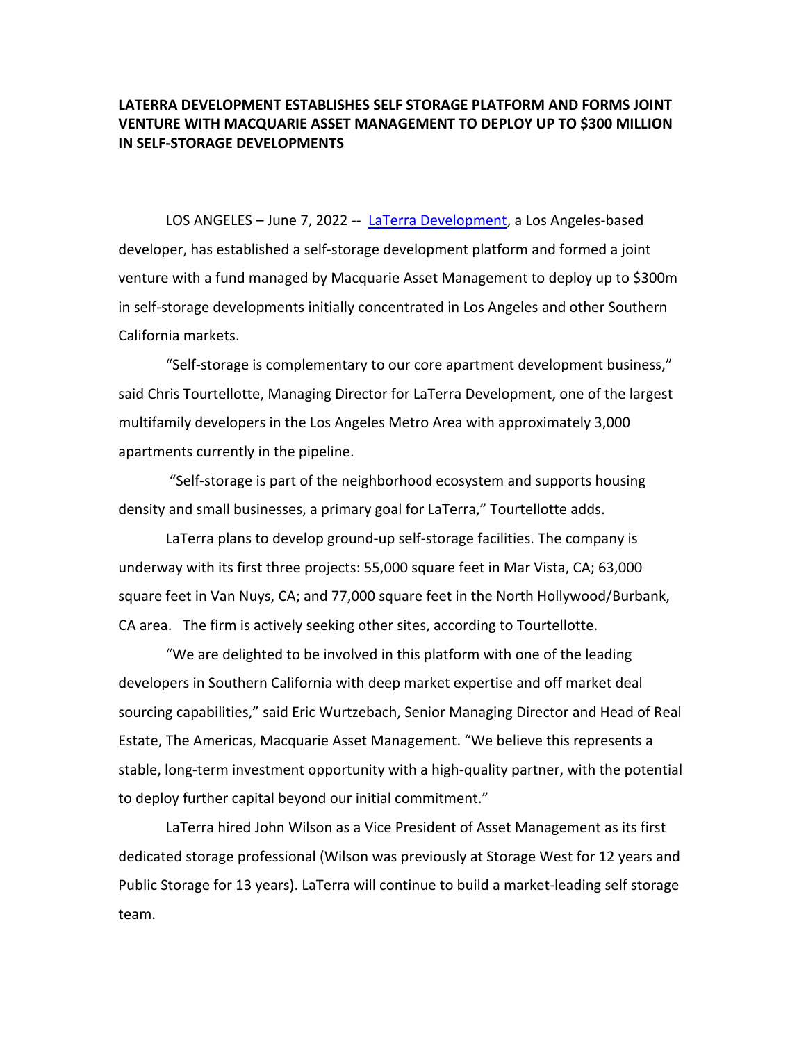# LATERRA DEVELOPMENT ESTABLISHES SELF STORAGE PLATFORM AND FORMS JOINT VENTURE WITH MACQUARIE ASSET MANAGEMENT TO DEPLOY UP TO $300 MILLION IN SELF-STORAGE DEVELOPMENTS

LOS ANGELES – June 7, 2022 -- [LaTerra Development](), a Los Angeles-based developer, has established a self-storage development platform and formed a joint venture with a fund managed by Macquarie Asset Management to deploy up to $300m in self-storage developments initially concentrated in Los Angeles and other Southern California markets.

"Self-storage is complementary to our core apartment development business," said Chris Tourtellotte, Managing Director for LaTerra Development, one of the largest multifamily developers in the Los Angeles Metro Area with approximately 3,000 apartments currently in the pipeline.

"Self-storage is part of the neighborhood ecosystem and supports housing density and small businesses, a primary goal for LaTerra," Tourtellotte adds.

LaTerra plans to develop ground-up self-storage facilities. The company is underway with its first three projects: 55,000 square feet in Mar Vista, CA; 63,000 square feet in Van Nuys, CA; and 77,000 square feet in the North Hollywood/Burbank, CA area. The firm is actively seeking other sites, according to Tourtellotte.

"We are delighted to be involved in this platform with one of the leading developers in Southern California with deep market expertise and off market deal sourcing capabilities," said Eric Wurtzebach, Senior Managing Director and Head of Real Estate, The Americas, Macquarie Asset Management. "We believe this represents a stable, long-term investment opportunity with a high-quality partner, with the potential to deploy further capital beyond our initial commitment."

LaTerra hired John Wilson as a Vice President of Asset Management as its first dedicated storage professional (Wilson was previously at Storage West for 12 years and Public Storage for 13 years). LaTerra will continue to build a market-leading self storage team.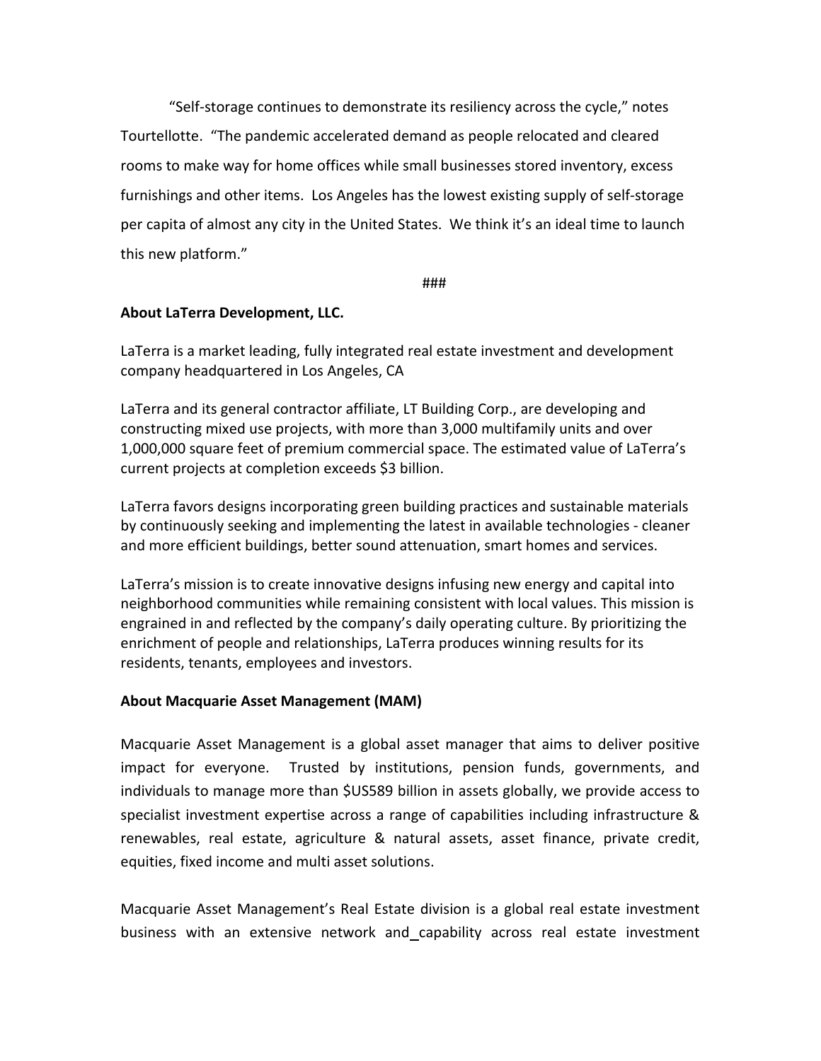"Self-storage continues to demonstrate its resiliency across the cycle," notes Tourtellotte. "The pandemic accelerated demand as people relocated and cleared rooms to make way for home offices while small businesses stored inventory, excess furnishings and other items. Los Angeles has the lowest existing supply of self-storage per capita of almost any city in the United States. We think it's an ideal time to launch this new platform."

###

**About LaTerra Development, LLC.**

LaTerra is a market leading, fully integrated real estate investment and development company headquartered in Los Angeles, CA

LaTerra and its general contractor affiliate, LT Building Corp., are developing and constructing mixed use projects, with more than 3,000 multifamily units and over 1,000,000 square feet of premium commercial space. The estimated value of LaTerra's current projects at completion exceeds $3 billion.

LaTerra favors designs incorporating green building practices and sustainable materials by continuously seeking and implementing the latest in available technologies - cleaner and more efficient buildings, better sound attenuation, smart homes and services.

LaTerra's mission is to create innovative designs infusing new energy and capital into neighborhood communities while remaining consistent with local values. This mission is engrained in and reflected by the company's daily operating culture. By prioritizing the enrichment of people and relationships, LaTerra produces winning results for its residents, tenants, employees and investors.

**About Macquarie Asset Management (MAM)**

Macquarie Asset Management is a global asset manager that aims to deliver positive impact for everyone. Trusted by institutions, pension funds, governments, and individuals to manage more than $US589 billion in assets globally, we provide access to specialist investment expertise across a range of capabilities including infrastructure & renewables, real estate, agriculture & natural assets, asset finance, private credit, equities, fixed income and multi asset solutions.

Macquarie Asset Management's Real Estate division is a global real estate investment business with an extensive network and capability across real estate investment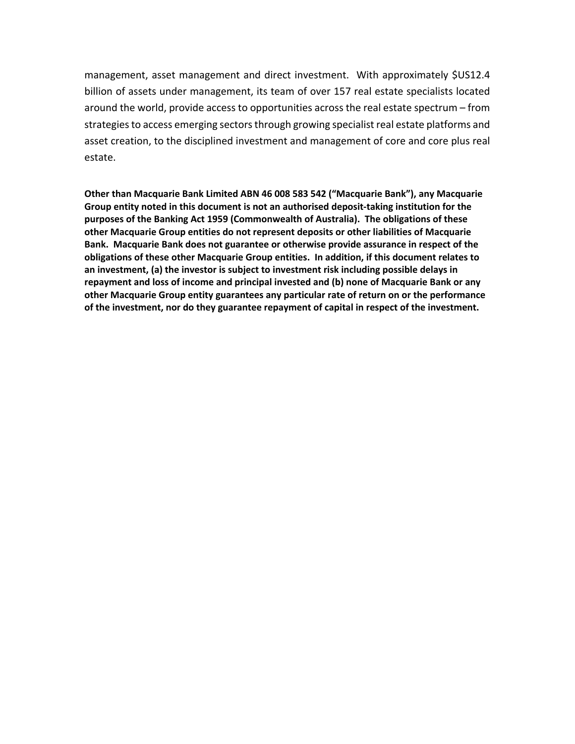management, asset management and direct investment. With approximately $US12.4 billion of assets under management, its team of over 157 real estate specialists located around the world, provide access to opportunities across the real estate spectrum – from strategies to access emerging sectors through growing specialist real estate platforms and asset creation, to the disciplined investment and management of core and core plus real estate.

**Other than Macquarie Bank Limited ABN 46 008 583 542 ("Macquarie Bank"), any Macquarie Group entity noted in this document is not an authorised deposit-taking institution for the purposes of the Banking Act 1959 (Commonwealth of Australia). The obligations of these other Macquarie Group entities do not represent deposits or other liabilities of Macquarie Bank. Macquarie Bank does not guarantee or otherwise provide assurance in respect of the obligations of these other Macquarie Group entities. In addition, if this document relates to an investment, (a) the investor is subject to investment risk including possible delays in repayment and loss of income and principal invested and (b) none of Macquarie Bank or any other Macquarie Group entity guarantees any particular rate of return on or the performance of the investment, nor do they guarantee repayment of capital in respect of the investment.**